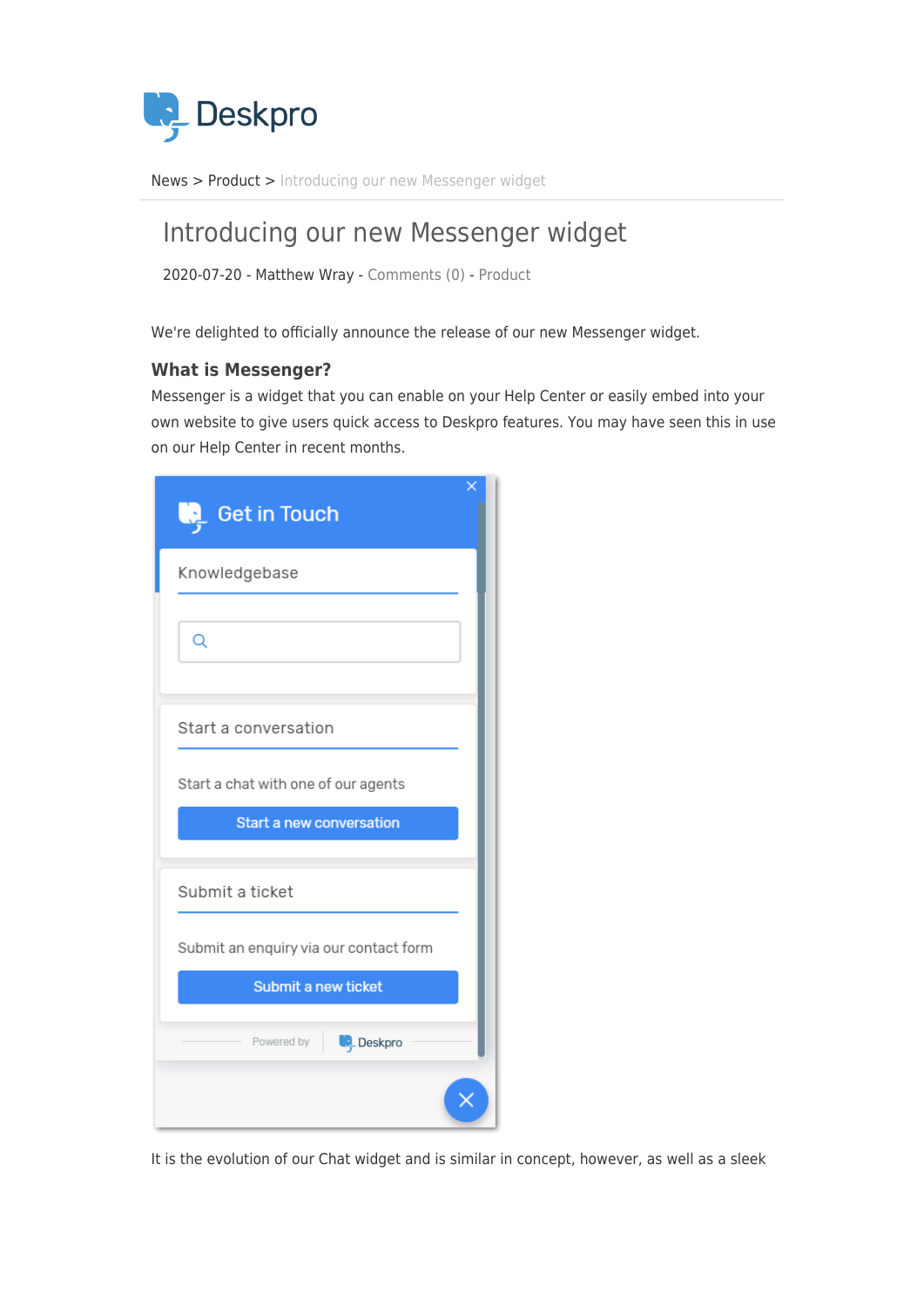Deskpro

News > Product > Introducing our new Messenger widget

# Introducing our new Messenger widget

2020-07-20 - Matthew Wray - Comments (0) - Product

We're delighted to officially announce the release of our new Messenger widget.

### What is Messenger?

Messenger is a widget that you can enable on your Help Center or easily embed into your own website to give users quick access to Deskpro features. You may have seen this in use on our Help Center in recent months.

It is the evolution of our Chat widget and is similar in concept, however, as well as a sleek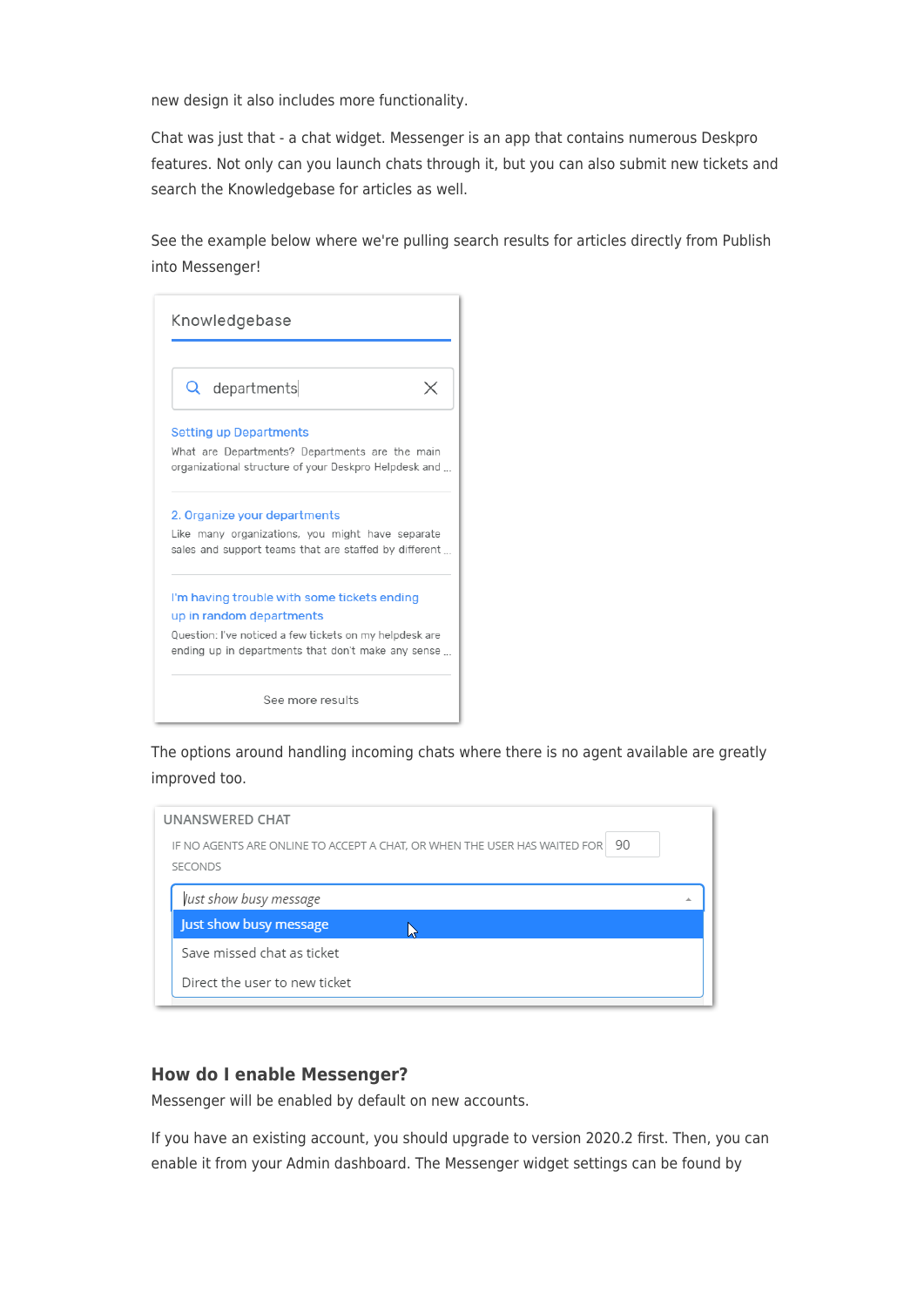new design it also includes more functionality.

Chat was just that - a chat widget. Messenger is an app that contains numerous Deskpro features. Not only can you launch chats through it, but you can also submit new tickets and search the Knowledgebase for articles as well.

See the example below where we're pulling search results for articles directly from Publish into Messenger!

Knowledgebase

departments

Setting up Departments
What are Departments? Departments are the main organizational structure of your Deskpro Helpdesk and ...

2. Organize your departments
Like many organizations, you might have separate sales and support teams that are staffed by different ...

I'm having trouble with some tickets ending up in random departments
Question: I've noticed a few tickets on my helpdesk are ending up in departments that don't make any sense ...

See more results

The options around handling incoming chats where there is no agent available are greatly improved too.

UNANSWERED CHAT

IF NO AGENTS ARE ONLINE TO ACCEPT A CHAT, OR WHEN THE USER HAS WAITED FOR 90 SECONDS

Just show busy message

- Just show busy message
- Save missed chat as ticket
- Direct the user to new ticket

### How do I enable Messenger?

Messenger will be enabled by default on new accounts.

If you have an existing account, you should upgrade to version 2020.2 first. Then, you can enable it from your Admin dashboard. The Messenger widget settings can be found by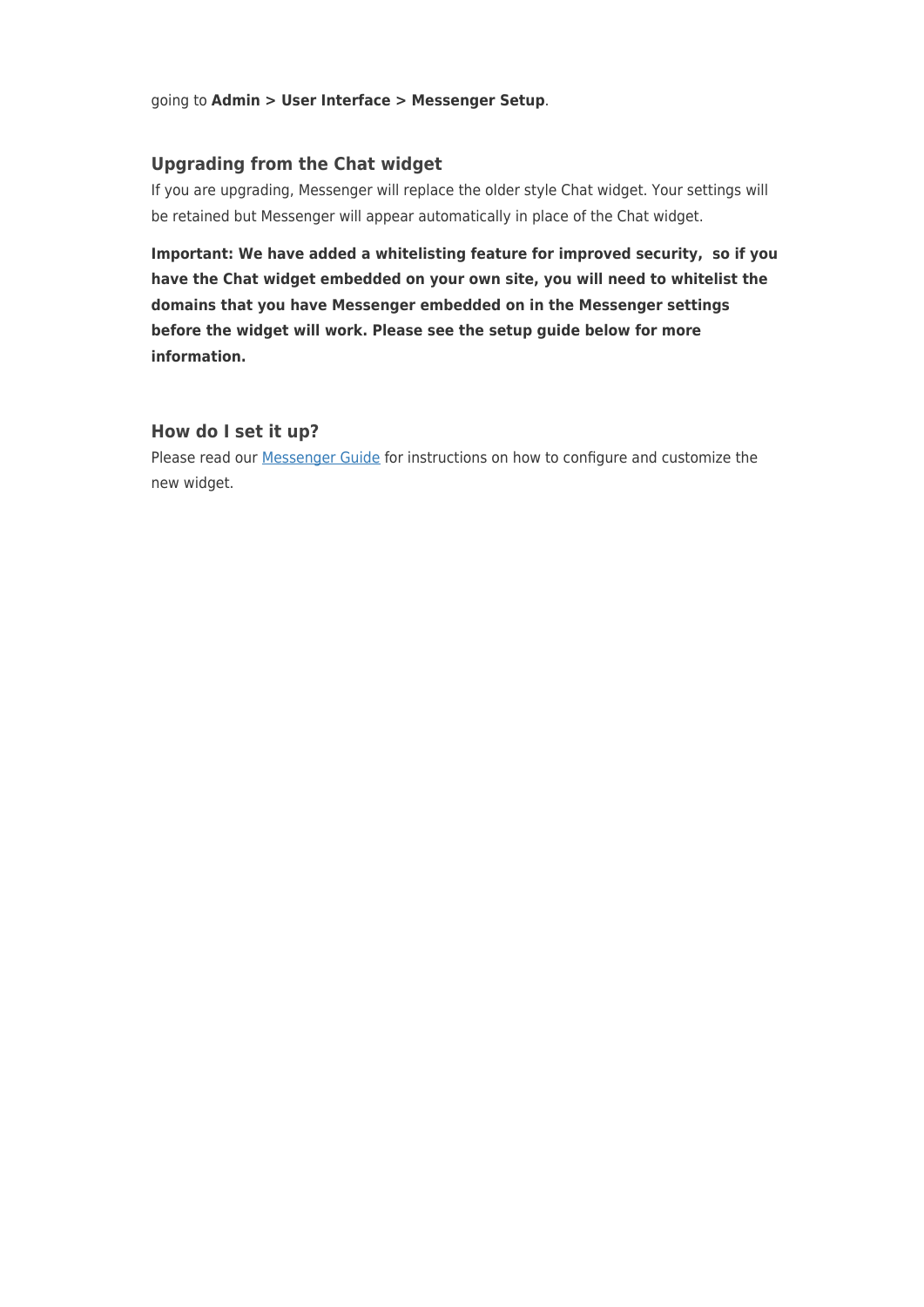going to **Admin > User Interface > Messenger Setup**.

### Upgrading from the Chat widget

If you are upgrading, Messenger will replace the older style Chat widget. Your settings will be retained but Messenger will appear automatically in place of the Chat widget.

**Important: We have added a whitelisting feature for improved security, so if you have the Chat widget embedded on your own site, you will need to whitelist the domains that you have Messenger embedded on in the Messenger settings before the widget will work. Please see the setup guide below for more information.**

### How do I set it up?

Please read our Messenger Guide for instructions on how to configure and customize the new widget.